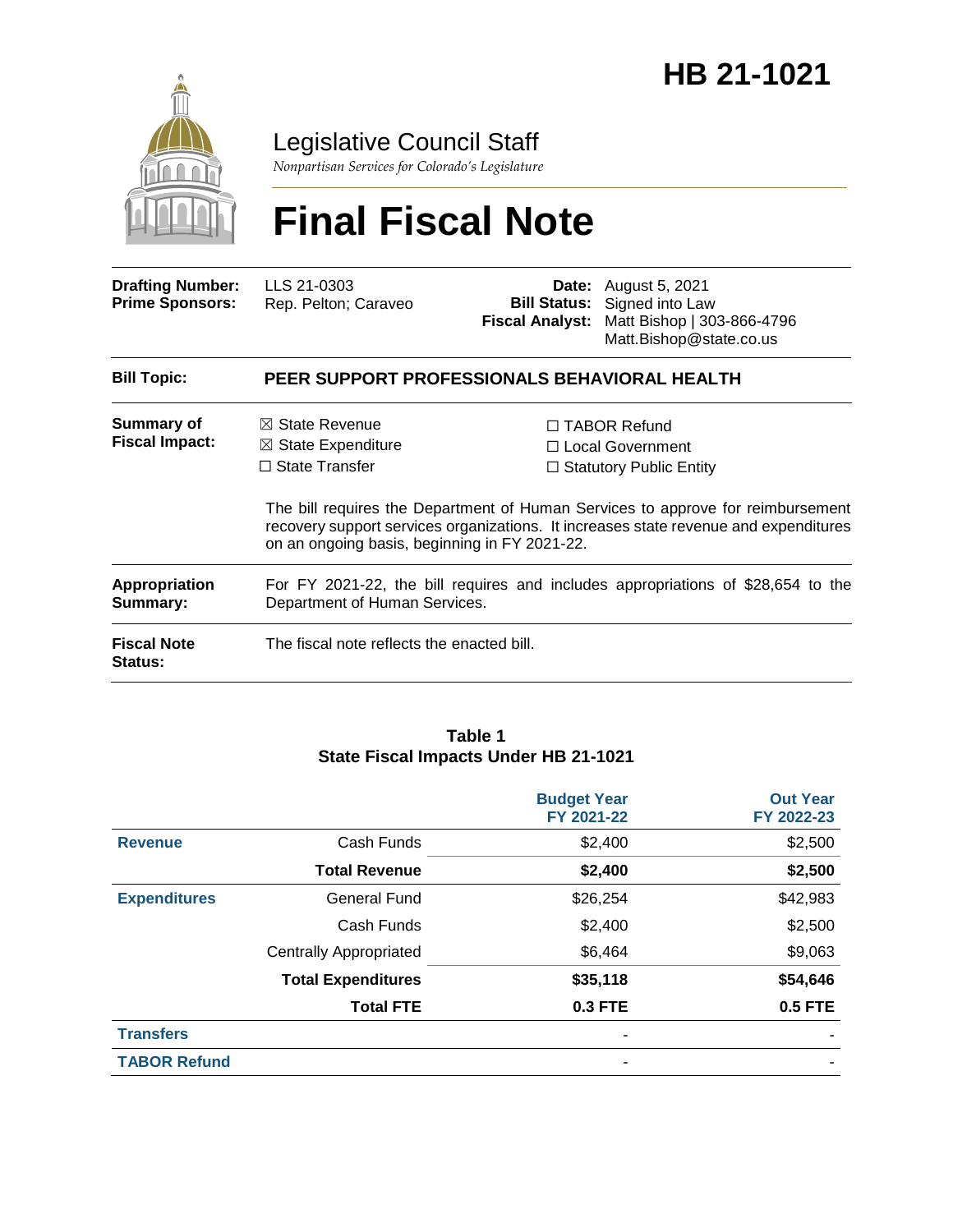# HB 21-1021

## Legislative Council Staff

*Nonpartisan Services for Colorado's Legislature*

# Final Fiscal Note

| | | | |
|---|---|---|---|
| **Drafting Number:** | LLS 21-0303 | **Date:** | August 5, 2021 |
| **Prime Sponsors:** | Rep. Pelton; Caraveo | **Bill Status:** | Signed into Law |
| | | **Fiscal Analyst:** | Matt Bishop \| 303-866-4796 Matt.Bishop@state.co.us |

| | |
|---|---|
| **Bill Topic:** | **PEER SUPPORT PROFESSIONALS BEHAVIORAL HEALTH** |
| **Summary of Fiscal Impact:** | ☒ State Revenue ☒ State Expenditure ☐ State Transfer ☐ TABOR Refund ☐ Local Government ☐ Statutory Public Entity<br><br>The bill requires the Department of Human Services to approve for reimbursement recovery support services organizations. It increases state revenue and expenditures on an ongoing basis, beginning in FY 2021-22. |
| **Appropriation Summary:** | For FY 2021-22, the bill requires and includes appropriations of $28,654 to the Department of Human Services. |
| **Fiscal Note Status:** | The fiscal note reflects the enacted bill. |

**Table 1**
**State Fiscal Impacts Under HB 21-1021**

| | | Budget Year FY 2021-22 | Out Year FY 2022-23 |
|---|---|---|---|
| **Revenue** | Cash Funds | $2,400 | $2,500 |
| | **Total Revenue** | **$2,400** | **$2,500** |
| **Expenditures** | General Fund | $26,254 | $42,983 |
| | Cash Funds | $2,400 | $2,500 |
| | Centrally Appropriated | $6,464 | $9,063 |
| | **Total Expenditures** | **$35,118** | **$54,646** |
| | **Total FTE** | **0.3 FTE** | **0.5 FTE** |
| **Transfers** | | - | - |
| **TABOR Refund** | | - | - |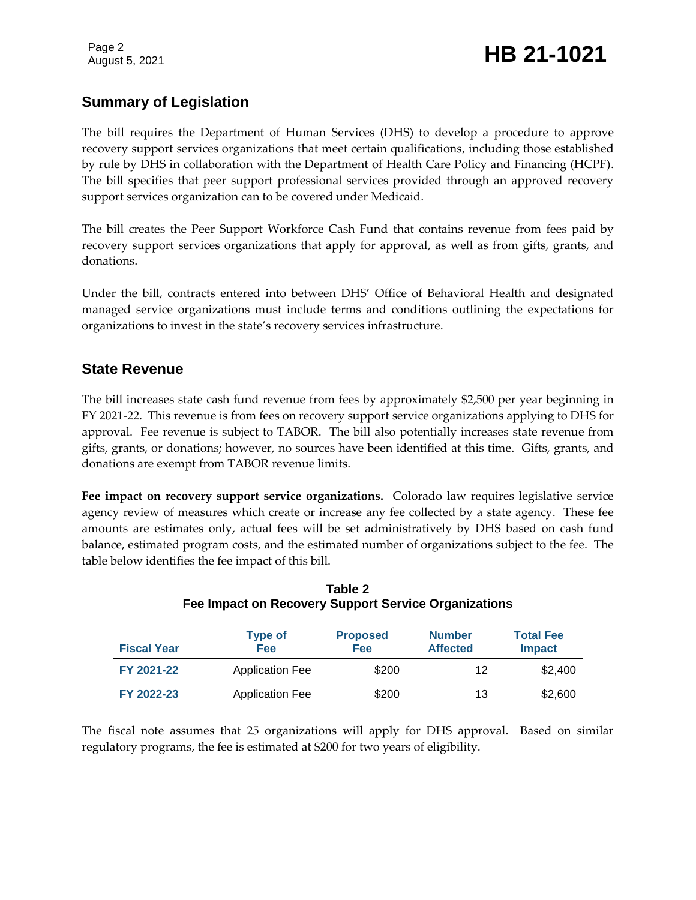## Summary of Legislation

The bill requires the Department of Human Services (DHS) to develop a procedure to approve recovery support services organizations that meet certain qualifications, including those established by rule by DHS in collaboration with the Department of Health Care Policy and Financing (HCPF). The bill specifies that peer support professional services provided through an approved recovery support services organization can to be covered under Medicaid.

The bill creates the Peer Support Workforce Cash Fund that contains revenue from fees paid by recovery support services organizations that apply for approval, as well as from gifts, grants, and donations.

Under the bill, contracts entered into between DHS' Office of Behavioral Health and designated managed service organizations must include terms and conditions outlining the expectations for organizations to invest in the state's recovery services infrastructure.

## State Revenue

The bill increases state cash fund revenue from fees by approximately $2,500 per year beginning in FY 2021-22. This revenue is from fees on recovery support service organizations applying to DHS for approval. Fee revenue is subject to TABOR. The bill also potentially increases state revenue from gifts, grants, or donations; however, no sources have been identified at this time. Gifts, grants, and donations are exempt from TABOR revenue limits.

**Fee impact on recovery support service organizations.** Colorado law requires legislative service agency review of measures which create or increase any fee collected by a state agency. These fee amounts are estimates only, actual fees will be set administratively by DHS based on cash fund balance, estimated program costs, and the estimated number of organizations subject to the fee. The table below identifies the fee impact of this bill.

**Table 2**
**Fee Impact on Recovery Support Service Organizations**

| Fiscal Year | Type of Fee | Proposed Fee | Number Affected | Total Fee Impact |
|---|---|---|---|---|
| FY 2021-22 | Application Fee | $200 | 12 | $2,400 |
| FY 2022-23 | Application Fee | $200 | 13 | $2,600 |

The fiscal note assumes that 25 organizations will apply for DHS approval. Based on similar regulatory programs, the fee is estimated at $200 for two years of eligibility.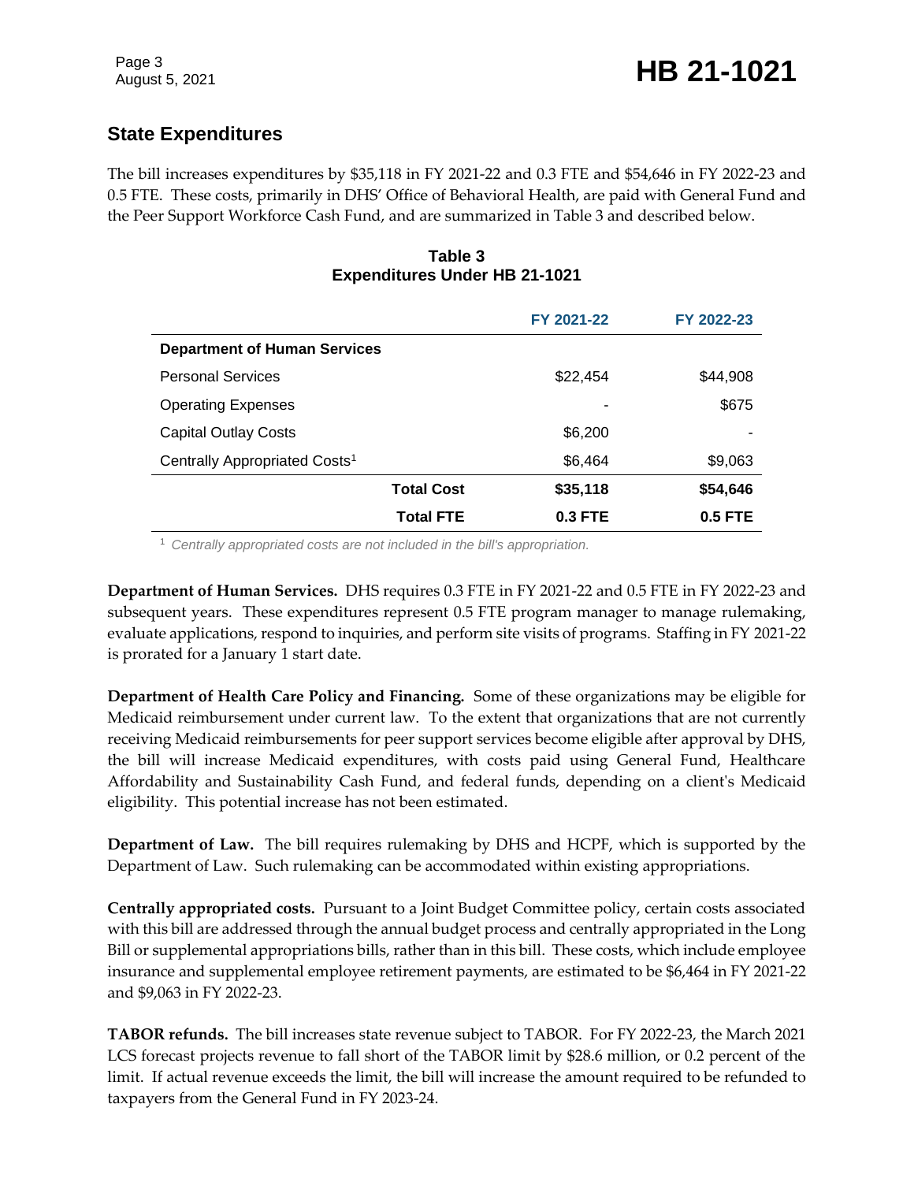## State Expenditures

The bill increases expenditures by $35,118 in FY 2021-22 and 0.3 FTE and $54,646 in FY 2022-23 and 0.5 FTE. These costs, primarily in DHS' Office of Behavioral Health, are paid with General Fund and the Peer Support Workforce Cash Fund, and are summarized in Table 3 and described below.

**Table 3**
**Expenditures Under HB 21-1021**

| | FY 2021-22 | FY 2022-23 |
|---|---|---|
| **Department of Human Services** | | |
| Personal Services | $22,454 | $44,908 |
| Operating Expenses | - | $675 |
| Capital Outlay Costs | $6,200 | - |
| Centrally Appropriated Costs[1] | $6,464 | $9,063 |
| **Total Cost** | **$35,118** | **$54,646** |
| **Total FTE** | **0.3 FTE** | **0.5 FTE** |

[1] *Centrally appropriated costs are not included in the bill's appropriation.*

**Department of Human Services.** DHS requires 0.3 FTE in FY 2021-22 and 0.5 FTE in FY 2022-23 and subsequent years. These expenditures represent 0.5 FTE program manager to manage rulemaking, evaluate applications, respond to inquiries, and perform site visits of programs. Staffing in FY 2021-22 is prorated for a January 1 start date.

**Department of Health Care Policy and Financing.** Some of these organizations may be eligible for Medicaid reimbursement under current law. To the extent that organizations that are not currently receiving Medicaid reimbursements for peer support services become eligible after approval by DHS, the bill will increase Medicaid expenditures, with costs paid using General Fund, Healthcare Affordability and Sustainability Cash Fund, and federal funds, depending on a client's Medicaid eligibility. This potential increase has not been estimated.

**Department of Law.** The bill requires rulemaking by DHS and HCPF, which is supported by the Department of Law. Such rulemaking can be accommodated within existing appropriations.

**Centrally appropriated costs.** Pursuant to a Joint Budget Committee policy, certain costs associated with this bill are addressed through the annual budget process and centrally appropriated in the Long Bill or supplemental appropriations bills, rather than in this bill. These costs, which include employee insurance and supplemental employee retirement payments, are estimated to be $6,464 in FY 2021-22 and $9,063 in FY 2022-23.

**TABOR refunds.** The bill increases state revenue subject to TABOR. For FY 2022-23, the March 2021 LCS forecast projects revenue to fall short of the TABOR limit by $28.6 million, or 0.2 percent of the limit. If actual revenue exceeds the limit, the bill will increase the amount required to be refunded to taxpayers from the General Fund in FY 2023-24.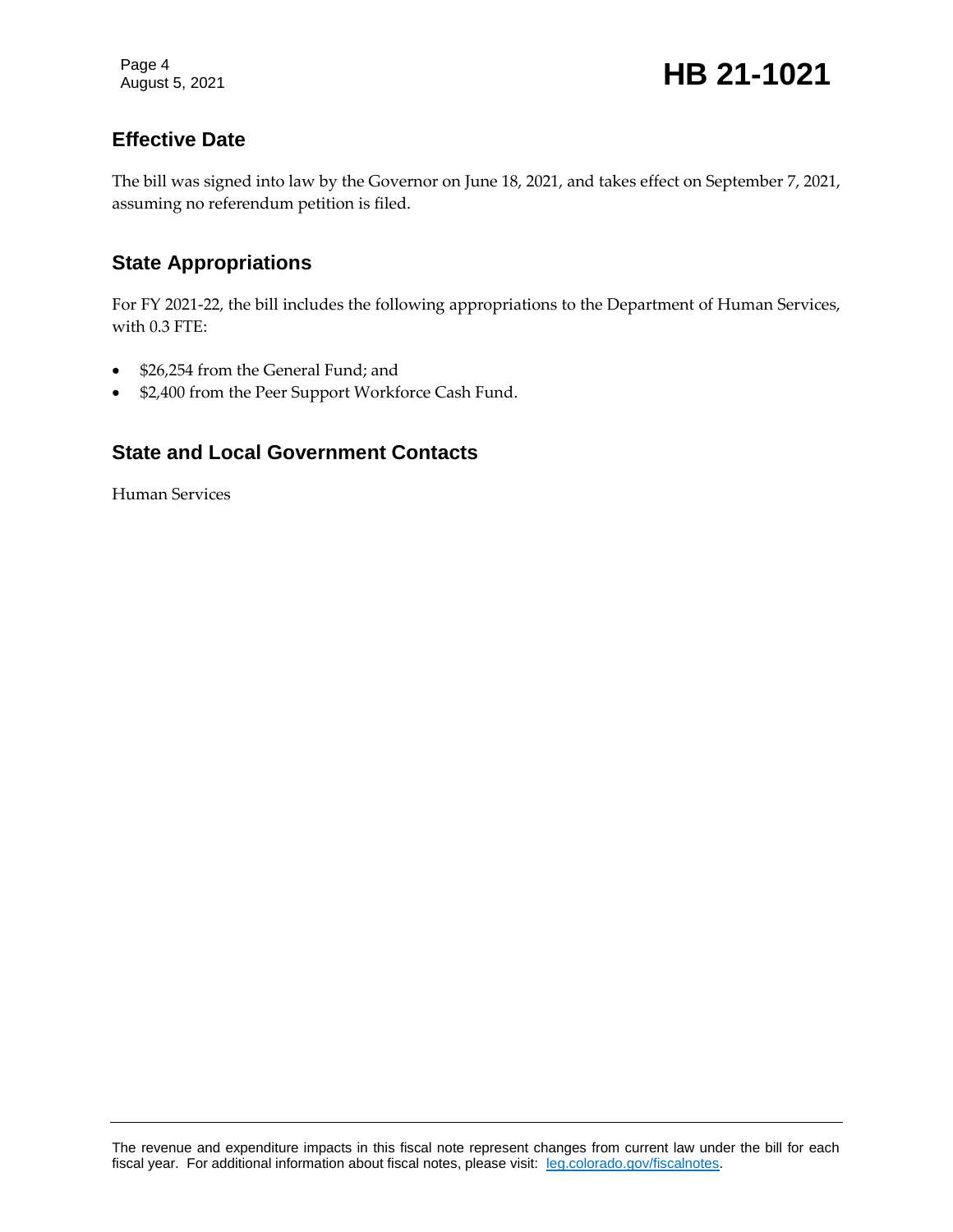## Effective Date

The bill was signed into law by the Governor on June 18, 2021, and takes effect on September 7, 2021, assuming no referendum petition is filed.

## State Appropriations

For FY 2021-22, the bill includes the following appropriations to the Department of Human Services, with 0.3 FTE:

- $26,254 from the General Fund; and
- $2,400 from the Peer Support Workforce Cash Fund.

## State and Local Government Contacts

Human Services

The revenue and expenditure impacts in this fiscal note represent changes from current law under the bill for each fiscal year. For additional information about fiscal notes, please visit: leg.colorado.gov/fiscalnotes.